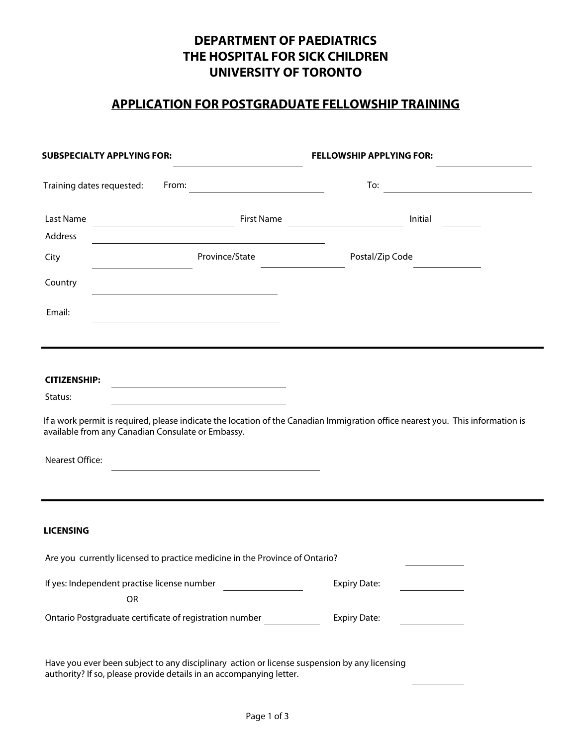# DEPARTMENT OF PAEDIATRICS
# THE HOSPITAL FOR SICK CHILDREN
# UNIVERSITY OF TORONTO

## APPLICATION FOR POSTGRADUATE FELLOWSHIP TRAINING

**SUBSPECIALTY APPLYING FOR:** ____________________ **FELLOWSHIP APPLYING FOR:** ____________________

Training dates requested: From: ____________________ To: ____________________

Last Name ____________________ First Name ____________________ Initial __________

Address ________________________________________

City ____________________ Province/State ____________________ Postal/Zip Code ____________________

Country ________________________________________

Email: ________________________________________

---

**CITIZENSHIP:** ____________________

Status: ____________________

If a work permit is required, please indicate the location of the Canadian Immigration office nearest you. This information is available from any Canadian Consulate or Embassy.

Nearest Office: ________________________________________

---

**LICENSING**

Are you currently licensed to practice medicine in the Province of Ontario? __________

If yes: Independent practise license number __________ Expiry Date: __________

OR

Ontario Postgraduate certificate of registration number __________ Expiry Date: __________

Have you ever been subject to any disciplinary action or license suspension by any licensing authority? If so, please provide details in an accompanying letter. __________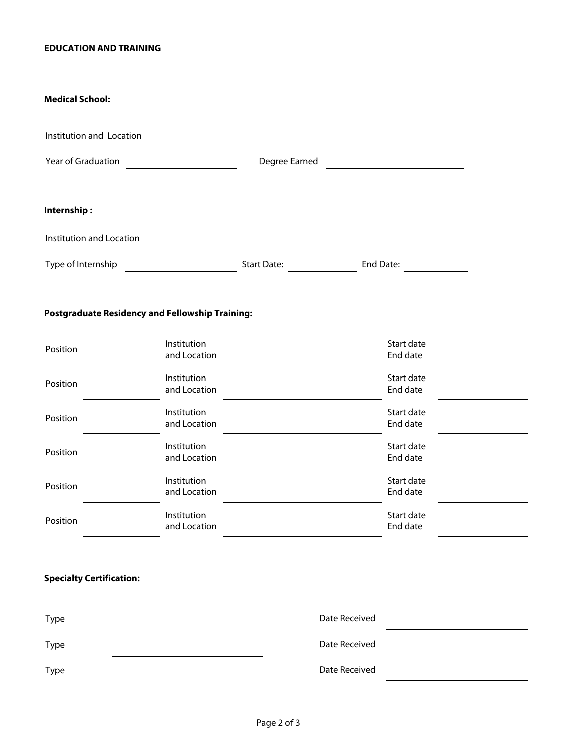**EDUCATION AND TRAINING**

**Medical School:**

Institution and Location \_\_\_\_\_\_\_\_\_\_\_\_\_\_\_\_\_\_\_\_\_\_\_\_\_\_\_\_\_\_\_\_\_\_\_\_\_\_\_\_

Year of Graduation \_\_\_\_\_\_\_\_\_\_\_\_\_\_\_ Degree Earned \_\_\_\_\_\_\_\_\_\_\_\_\_\_\_\_\_\_\_

**Internship :**

Institution and Location \_\_\_\_\_\_\_\_\_\_\_\_\_\_\_\_\_\_\_\_\_\_\_\_\_\_\_\_\_\_\_\_\_\_\_\_\_\_\_\_

Type of Internship \_\_\_\_\_\_\_\_\_\_\_\_\_\_\_ Start Date: \_\_\_\_\_\_\_\_\_\_ End Date: \_\_\_\_\_\_\_\_\_\_

**Postgraduate Residency and Fellowship Training:**

| Position | | Institution and Location | | Start date End date | |
|---|---|---|---|---|---|
| Position | | Institution and Location | | Start date End date | |
| Position | | Institution and Location | | Start date End date | |
| Position | | Institution and Location | | Start date End date | |
| Position | | Institution and Location | | Start date End date | |
| Position | | Institution and Location | | Start date End date | |
| Position | | Institution and Location | | Start date End date | |

**Specialty Certification:**

| Type | | Date Received | |
|---|---|---|---|
| Type | | Date Received | |
| Type | | Date Received | |
| Type | | Date Received | |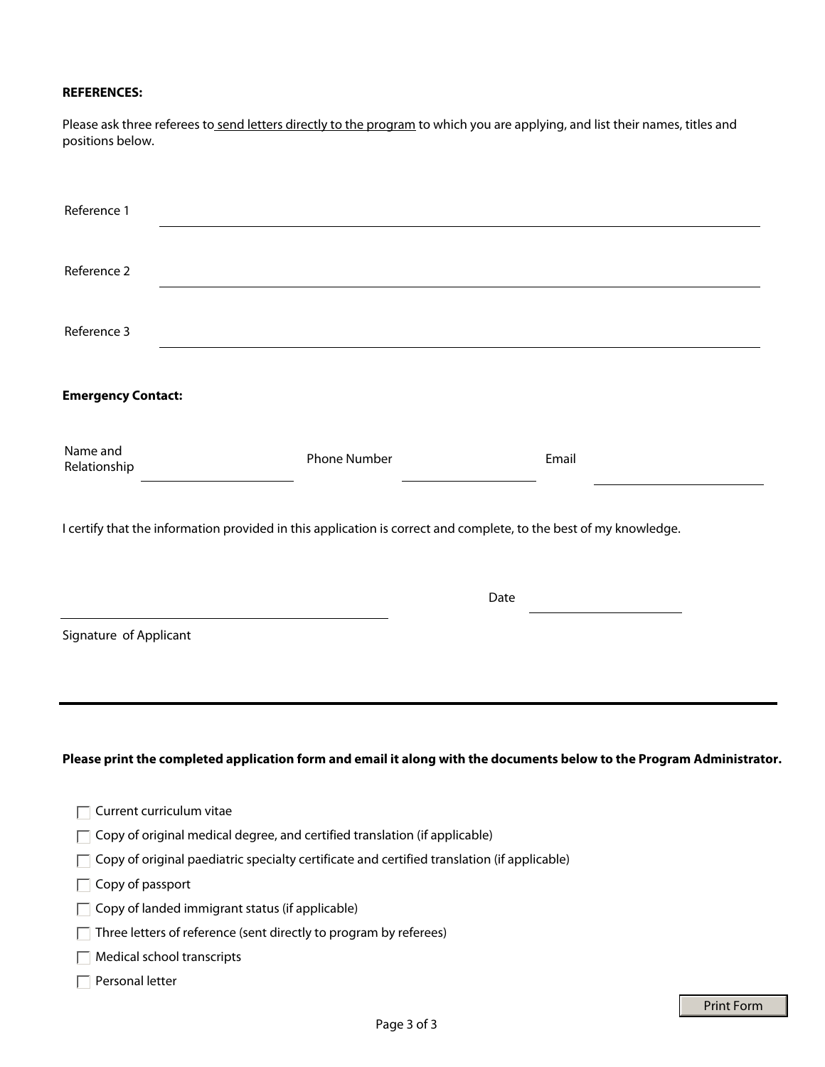**REFERENCES:**

Please ask three referees to send letters directly to the program to which you are applying, and list their names, titles and positions below.

Reference 1 \_\_\_\_\_\_\_\_\_\_\_\_\_\_\_\_\_\_\_\_\_\_\_\_\_\_\_\_\_\_\_\_\_\_\_\_\_\_\_\_

Reference 2 \_\_\_\_\_\_\_\_\_\_\_\_\_\_\_\_\_\_\_\_\_\_\_\_\_\_\_\_\_\_\_\_\_\_\_\_\_\_\_\_

Reference 3 \_\_\_\_\_\_\_\_\_\_\_\_\_\_\_\_\_\_\_\_\_\_\_\_\_\_\_\_\_\_\_\_\_\_\_\_\_\_\_\_

**Emergency Contact:**

Name and Relationship \_\_\_\_\_\_\_\_\_\_\_\_ Phone Number \_\_\_\_\_\_\_\_\_\_\_\_ Email \_\_\_\_\_\_\_\_\_\_\_\_

I certify that the information provided in this application is correct and complete, to the best of my knowledge.

\_\_\_\_\_\_\_\_\_\_\_\_\_\_\_\_\_\_\_\_\_\_\_\_ Date \_\_\_\_\_\_\_\_\_\_\_\_

Signature of Applicant

---

**Please print the completed application form and email it along with the documents below to the Program Administrator.**

- [ ] Current curriculum vitae
- [ ] Copy of original medical degree, and certified translation (if applicable)
- [ ] Copy of original paediatric specialty certificate and certified translation (if applicable)
- [ ] Copy of passport
- [ ] Copy of landed immigrant status (if applicable)
- [ ] Three letters of reference (sent directly to program by referees)
- [ ] Medical school transcripts
- [ ] Personal letter

Print Form